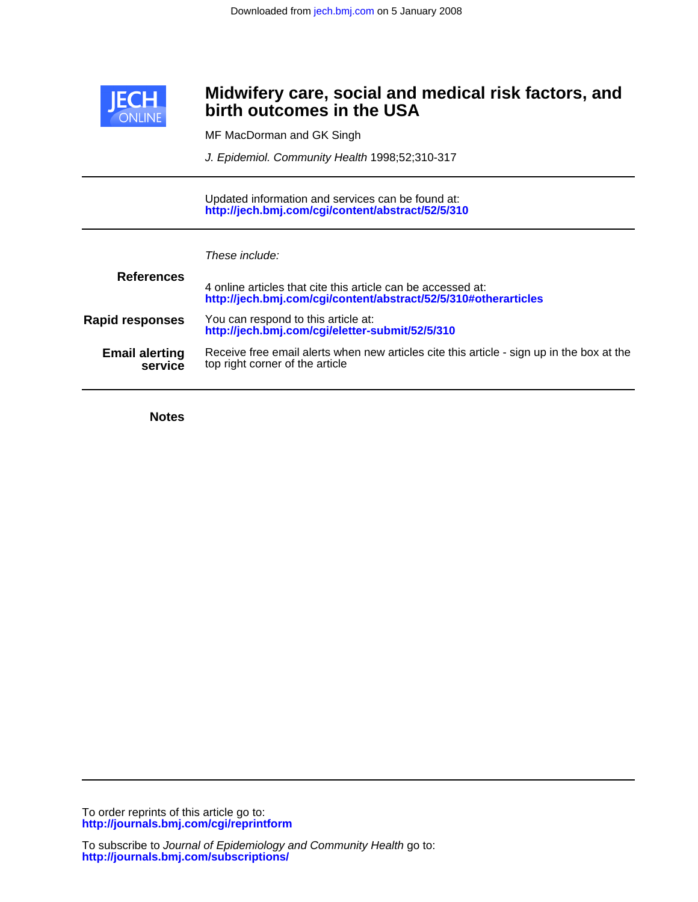Downloaded from jech.bmj.com on 5 January 2008

# Midwifery care, social and medical risk factors, and birth outcomes in the USA

MF MacDorman and GK Singh

*J. Epidemiol. Community Health* 1998;52;310-317

Updated information and services can be found at:
**http://jech.bmj.com/cgi/content/abstract/52/5/310**

*These include:*

**References**

4 online articles that cite this article can be accessed at:
**http://jech.bmj.com/cgi/content/abstract/52/5/310#otherarticles**

**Rapid responses**

You can respond to this article at:
**http://jech.bmj.com/cgi/eletter-submit/52/5/310**

**Email alerting service**

Receive free email alerts when new articles cite this article - sign up in the box at the top right corner of the article

**Notes**

To order reprints of this article go to:
**http://journals.bmj.com/cgi/reprintform**

To subscribe to *Journal of Epidemiology and Community Health* go to:
**http://journals.bmj.com/subscriptions/**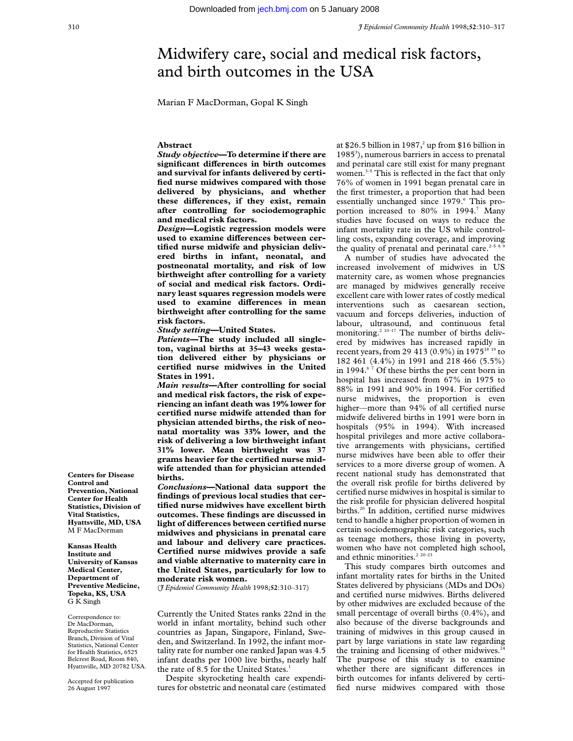# Midwifery care, social and medical risk factors, and birth outcomes in the USA

Marian F MacDorman, Gopal K Singh

## Abstract

***Study objective*—To determine if there are significant differences in birth outcomes and survival for infants delivered by certified nurse midwives compared with those delivered by physicians, and whether these differences, if they exist, remain after controlling for sociodemographic and medical risk factors.**

***Design*—Logistic regression models were used to examine differences between certified nurse midwife and physician delivered births in infant, neonatal, and postneonatal mortality, and risk of low birthweight after controlling for a variety of social and medical risk factors. Ordinary least squares regression models were used to examine differences in mean birthweight after controlling for the same risk factors.**

***Study setting*—United States.**

***Patients*—The study included all singleton, vaginal births at 35–43 weeks gestation delivered either by physicians or certified nurse midwives in the United States in 1991.**

***Main results*—After controlling for social and medical risk factors, the risk of experiencing an infant death was 19% lower for certified nurse midwife attended than for physician attended births, the risk of neonatal mortality was 33% lower, and the risk of delivering a low birthweight infant 31% lower. Mean birthweight was 37 grams heavier for the certified nurse midwife attended than for physician attended births.**

***Conclusions*—National data support the findings of previous local studies that certified nurse midwives have excellent birth outcomes. These findings are discussed in light of differences between certified nurse midwives and physicians in prenatal care and labour and delivery care practices. Certified nurse midwives provide a safe and viable alternative to maternity care in the United States, particularly for low to moderate risk women.**

(*J Epidemiol Community Health* 1998;**52**:310–317)

**Centers for Disease Control and Prevention, National Center for Health Statistics, Division of Vital Statistics, Hyattsville, MD, USA**
M F MacDorman

**Kansas Health Institute and University of Kansas Medical Center, Department of Preventive Medicine, Topeka, KS, USA**
G K Singh

Correspondence to: Dr MacDorman, Reproductive Statistics Branch, Division of Vital Statistics, National Center for Health Statistics, 6525 Belcrest Road, Room 840, Hyattsville, MD 20782 USA.

Accepted for publication 26 August 1997

Currently the United States ranks 22nd in the world in infant mortality, behind such other countries as Japan, Singapore, Finland, Sweden, and Switzerland. In 1992, the infant mortality rate for number one ranked Japan was 4.5 infant deaths per 1000 live births, nearly half the rate of 8.5 for the United States.[1]

Despite skyrocketing health care expenditures for obstetric and neonatal care (estimated at $26.5 billion in 1987,[2] up from $16 billion in 1985[3]), numerous barriers in access to prenatal and perinatal care still exist for many pregnant women.[3–5] This is reflected in the fact that only 76% of women in 1991 began prenatal care in the first trimester, a proportion that had been essentially unchanged since 1979.[6] This proportion increased to 80% in 1994.[7] Many studies have focused on ways to reduce the infant mortality rate in the US while controlling costs, expanding coverage, and improving the quality of prenatal and perinatal care.[2–5 8 9]

A number of studies have advocated the increased involvement of midwives in US maternity care, as women whose pregnancies are managed by midwives generally receive excellent care with lower rates of costly medical interventions such as caesarean section, vacuum and forceps deliveries, induction of labour, ultrasound, and continuous fetal monitoring.[2 10–17] The number of births delivered by midwives has increased rapidly in recent years, from 29 413 (0.9%) in 1975[18 19] to 182 461 (4.4%) in 1991 and 218 466 (5.5%) in 1994.[6 7] Of these births the per cent born in hospital has increased from 67% in 1975 to 88% in 1991 and 90% in 1994. For certified nurse midwives, the proportion is even higher—more than 94% of all certified nurse midwife delivered births in 1991 were born in hospitals (95% in 1994). With increased hospital privileges and more active collaborative arrangements with physicians, certified nurse midwives have been able to offer their services to a more diverse group of women. A recent national study has demonstrated that the overall risk profile for births delivered by certified nurse midwives in hospital is similar to the risk profile for physician delivered hospital births.[20] In addition, certified nurse midwives tend to handle a higher proportion of women in certain sociodemographic risk categories, such as teenage mothers, those living in poverty, women who have not completed high school, and ethnic minorities.[2 20–23]

This study compares birth outcomes and infant mortality rates for births in the United States delivered by physicians (MDs and DOs) and certified nurse midwives. Births delivered by other midwives are excluded because of the small percentage of overall births (0.4%), and also because of the diverse backgrounds and training of midwives in this group caused in part by large variations in state law regarding the training and licensing of other midwives.[24] The purpose of this study is to examine whether there are significant differences in birth outcomes for infants delivered by certified nurse midwives compared with those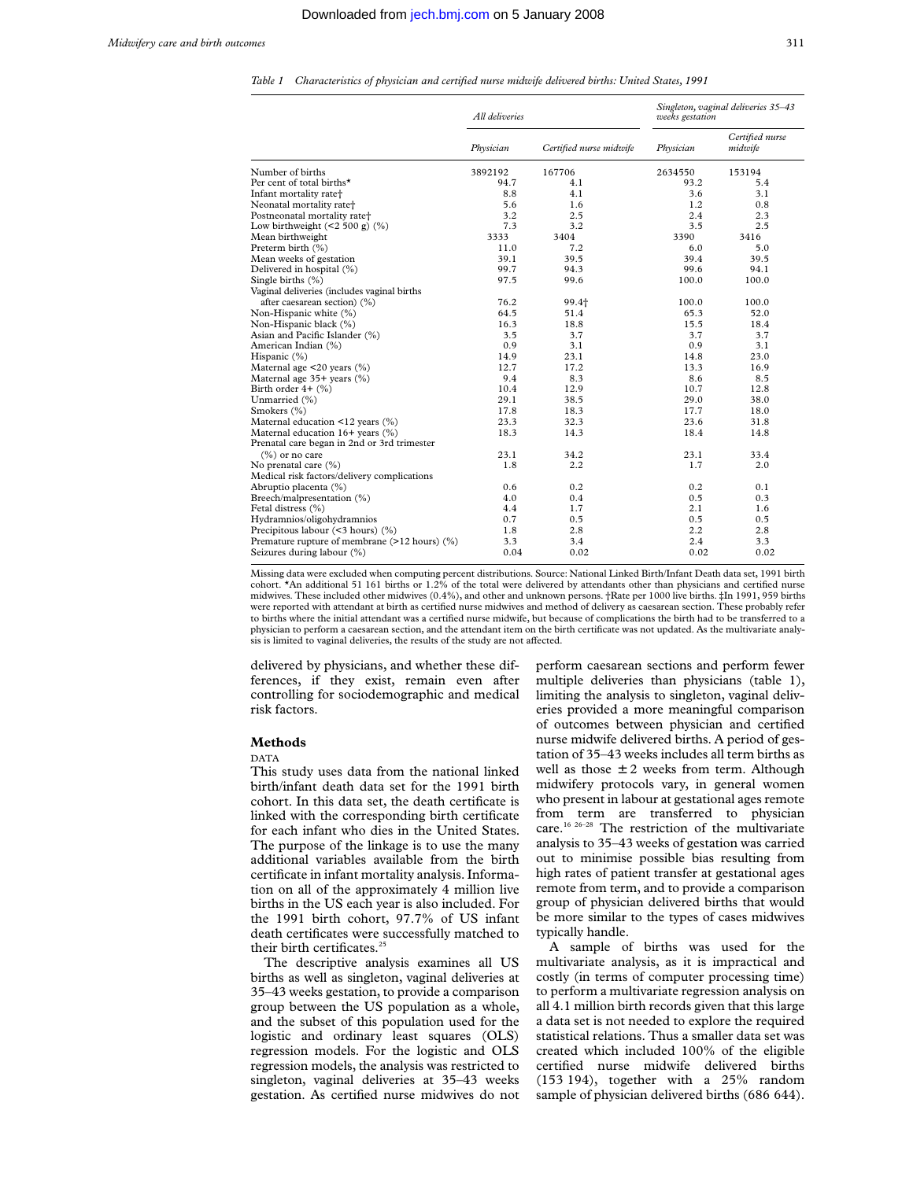*Table 1 Characteristics of physician and certified nurse midwife delivered births: United States, 1991*

| | All deliveries | | Singleton, vaginal deliveries 35–43 weeks gestation | |
|---|---|---|---|---|
| | Physician | Certified nurse midwife | Physician | Certified nurse midwife |
| Number of births | 3892192 | 167706 | 2634550 | 153194 |
| Per cent of total births* | 94.7 | 4.1 | 93.2 | 5.4 |
| Infant mortality rate† | 8.8 | 4.1 | 3.6 | 3.1 |
| Neonatal mortality rate† | 5.6 | 1.6 | 1.2 | 0.8 |
| Postneonatal mortality rate† | 3.2 | 2.5 | 2.4 | 2.3 |
| Low birthweight (<2 500 g) (%) | 7.3 | 3.2 | 3.5 | 2.5 |
| Mean birthweight | 3333 | 3404 | 3390 | 3416 |
| Preterm birth (%) | 11.0 | 7.2 | 6.0 | 5.0 |
| Mean weeks of gestation | 39.1 | 39.5 | 39.4 | 39.5 |
| Delivered in hospital (%) | 99.7 | 94.3 | 99.6 | 94.1 |
| Single births (%) | 97.5 | 99.6 | 100.0 | 100.0 |
| Vaginal deliveries (includes vaginal births after caesarean section) (%) | 76.2 | 99.4‡ | 100.0 | 100.0 |
| Non-Hispanic white (%) | 64.5 | 51.4 | 65.3 | 52.0 |
| Non-Hispanic black (%) | 16.3 | 18.8 | 15.5 | 18.4 |
| Asian and Pacific Islander (%) | 3.5 | 3.7 | 3.7 | 3.7 |
| American Indian (%) | 0.9 | 3.1 | 0.9 | 3.1 |
| Hispanic (%) | 14.9 | 23.1 | 14.8 | 23.0 |
| Maternal age <20 years (%) | 12.7 | 17.2 | 13.3 | 16.9 |
| Maternal age 35+ years (%) | 9.4 | 8.3 | 8.6 | 8.5 |
| Birth order 4+ (%) | 10.4 | 12.9 | 10.7 | 12.8 |
| Unmarried (%) | 29.1 | 38.5 | 29.0 | 38.0 |
| Smokers (%) | 17.8 | 18.3 | 17.7 | 18.0 |
| Maternal education <12 years (%) | 23.3 | 32.3 | 23.6 | 31.8 |
| Maternal education 16+ years (%) | 18.3 | 14.3 | 18.4 | 14.8 |
| Prenatal care began in 2nd or 3rd trimester (%) or no care | 23.1 | 34.2 | 23.1 | 33.4 |
| No prenatal care (%) | 1.8 | 2.2 | 1.7 | 2.0 |
| Medical risk factors/delivery complications | | | | |
| Abruptio placenta (%) | 0.6 | 0.2 | 0.2 | 0.1 |
| Breech/malpresentation (%) | 4.0 | 0.4 | 0.5 | 0.3 |
| Fetal distress (%) | 4.4 | 1.7 | 2.1 | 1.6 |
| Hydramnios/oligohydramnios | 0.7 | 0.5 | 0.5 | 0.5 |
| Precipitous labour (<3 hours) (%) | 1.8 | 2.8 | 2.2 | 2.8 |
| Premature rupture of membrane (>12 hours) (%) | 3.3 | 3.4 | 2.4 | 3.3 |
| Seizures during labour (%) | 0.04 | 0.02 | 0.02 | 0.02 |

Missing data were excluded when computing percent distributions. Source: National Linked Birth/Infant Death data set, 1991 birth cohort. *An additional 51 161 births or 1.2% of the total were delivered by attendants other than physicians and certified nurse midwives. These included other midwives (0.4%), and other and unknown persons. †Rate per 1000 live births. ‡In 1991, 959 births were reported with attendant at birth as certified nurse midwives and method of delivery as caesarean section. These probably refer to births where the initial attendant was a certified nurse midwife, but because of complications the birth had to be transferred to a physician to perform a caesarean section, and the attendant item on the birth certificate was not updated. As the multivariate analysis is limited to vaginal deliveries, the results of the study are not affected.

delivered by physicians, and whether these differences, if they exist, remain even after controlling for sociodemographic and medical risk factors.

## Methods

### DATA

This study uses data from the national linked birth/infant death data set for the 1991 birth cohort. In this data set, the death certificate is linked with the corresponding birth certificate for each infant who dies in the United States. The purpose of the linkage is to use the many additional variables available from the birth certificate in infant mortality analysis. Information on all of the approximately 4 million live births in the US each year is also included. For the 1991 birth cohort, 97.7% of US infant death certificates were successfully matched to their birth certificates.[25]

The descriptive analysis examines all US births as well as singleton, vaginal deliveries at 35–43 weeks gestation, to provide a comparison group between the US population as a whole, and the subset of this population used for the logistic and ordinary least squares (OLS) regression models. For the logistic and OLS regression models, the analysis was restricted to singleton, vaginal deliveries at 35–43 weeks gestation. As certified nurse midwives do not perform caesarean sections and perform fewer multiple deliveries than physicians (table 1), limiting the analysis to singleton, vaginal deliveries provided a more meaningful comparison of outcomes between physician and certified nurse midwife delivered births. A period of gestation of 35–43 weeks includes all term births as well as those ± 2 weeks from term. Although midwifery protocols vary, in general women who present in labour at gestational ages remote from term are transferred to physician care.[16 26–28] The restriction of the multivariate analysis to 35–43 weeks of gestation was carried out to minimise possible bias resulting from high rates of patient transfer at gestational ages remote from term, and to provide a comparison group of physician delivered births that would be more similar to the types of cases midwives typically handle.

A sample of births was used for the multivariate analysis, as it is impractical and costly (in terms of computer processing time) to perform a multivariate regression analysis on all 4.1 million birth records given that this large a data set is not needed to explore the required statistical relations. Thus a smaller data set was created which included 100% of the eligible certified nurse midwife delivered births (153 194), together with a 25% random sample of physician delivered births (686 644).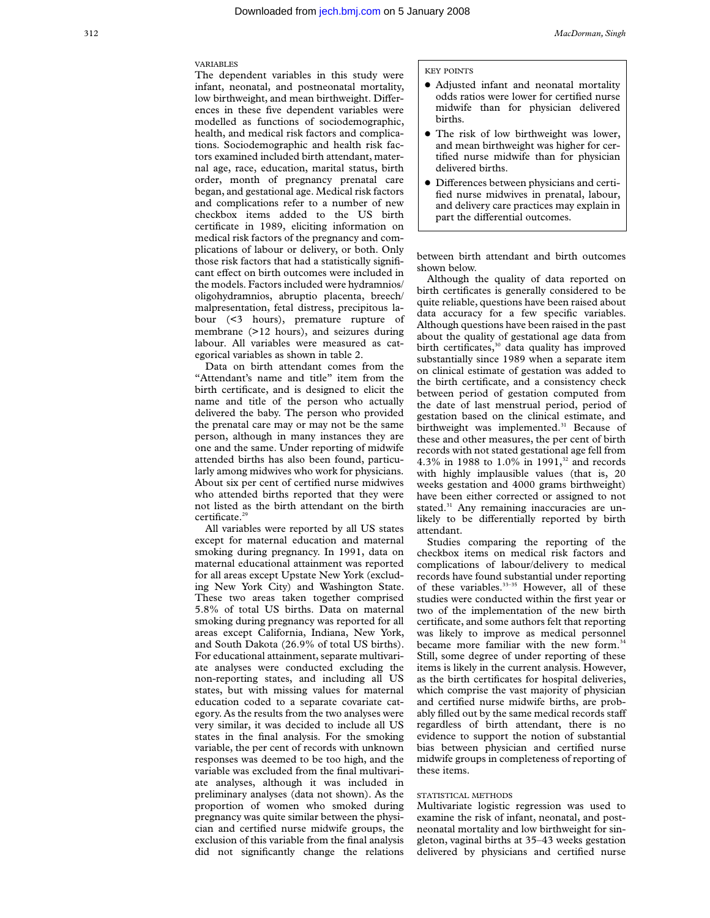### VARIABLES

The dependent variables in this study were infant, neonatal, and postneonatal mortality, low birthweight, and mean birthweight. Differences in these five dependent variables were modelled as functions of sociodemographic, health, and medical risk factors and complications. Sociodemographic and health risk factors examined included birth attendant, maternal age, race, education, marital status, birth order, month of pregnancy prenatal care began, and gestational age. Medical risk factors and complications refer to a number of new checkbox items added to the US birth certificate in 1989, eliciting information on medical risk factors of the pregnancy and complications of labour or delivery, or both. Only those risk factors that had a statistically significant effect on birth outcomes were included in the models. Factors included were hydramnios/oligohydramnios, abruptio placenta, breech/malpresentation, fetal distress, precipitous labour (<3 hours), premature rupture of membrane (>12 hours), and seizures during labour. All variables were measured as categorical variables as shown in table 2.

Data on birth attendant comes from the "Attendant's name and title" item from the birth certificate, and is designed to elicit the name and title of the person who actually delivered the baby. The person who provided the prenatal care may or may not be the same person, although in many instances they are one and the same. Under reporting of midwife attended births has also been found, particularly among midwives who work for physicians. About six per cent of certified nurse midwives who attended births reported that they were not listed as the birth attendant on the birth certificate.[29]

All variables were reported by all US states except for maternal education and maternal smoking during pregnancy. In 1991, data on maternal educational attainment was reported for all areas except Upstate New York (excluding New York City) and Washington State. These two areas taken together comprised 5.8% of total US births. Data on maternal smoking during pregnancy was reported for all areas except California, Indiana, New York, and South Dakota (26.9% of total US births). For educational attainment, separate multivariate analyses were conducted excluding the non-reporting states, and including all US states, but with missing values for maternal education coded to a separate covariate category. As the results from the two analyses were very similar, it was decided to include all US states in the final analysis. For the smoking variable, the per cent of records with unknown responses was deemed to be too high, and the variable was excluded from the final multivariate analyses, although it was included in preliminary analyses (data not shown). As the proportion of women who smoked during pregnancy was quite similar between the physician and certified nurse midwife groups, the exclusion of this variable from the final analysis did not significantly change the relations between birth attendant and birth outcomes shown below.

> **KEY POINTS**
>
> - Adjusted infant and neonatal mortality odds ratios were lower for certified nurse midwife than for physician delivered births.
> - The risk of low birthweight was lower, and mean birthweight was higher for certified nurse midwife than for physician delivered births.
> - Differences between physicians and certified nurse midwives in prenatal, labour, and delivery care practices may explain in part the differential outcomes.

Although the quality of data reported on birth certificates is generally considered to be quite reliable, questions have been raised about data accuracy for a few specific variables. Although questions have been raised in the past about the quality of gestational age data from birth certificates,[30] data quality has improved substantially since 1989 when a separate item on clinical estimate of gestation was added to the birth certificate, and a consistency check between period of gestation computed from the date of last menstrual period, period of gestation based on the clinical estimate, and birthweight was implemented.[31] Because of these and other measures, the per cent of birth records with not stated gestational age fell from 4.3% in 1988 to 1.0% in 1991,[32] and records with highly implausible values (that is, 20 weeks gestation and 4000 grams birthweight) have been either corrected or assigned to not stated.[31] Any remaining inaccuracies are unlikely to be differentially reported by birth attendant.

Studies comparing the reporting of the checkbox items on medical risk factors and complications of labour/delivery to medical records have found substantial under reporting of these variables.[33–35] However, all of these studies were conducted within the first year or two of the implementation of the new birth certificate, and some authors felt that reporting was likely to improve as medical personnel became more familiar with the new form.[34] Still, some degree of under reporting of these items is likely in the current analysis. However, as the birth certificates for hospital deliveries, which comprise the vast majority of physician and certified nurse midwife births, are probably filled out by the same medical records staff regardless of birth attendant, there is no evidence to support the notion of substantial bias between physician and certified nurse midwife groups in completeness of reporting of these items.

### STATISTICAL METHODS

Multivariate logistic regression was used to examine the risk of infant, neonatal, and postneonatal mortality and low birthweight for singleton, vaginal births at 35–43 weeks gestation delivered by physicians and certified nurse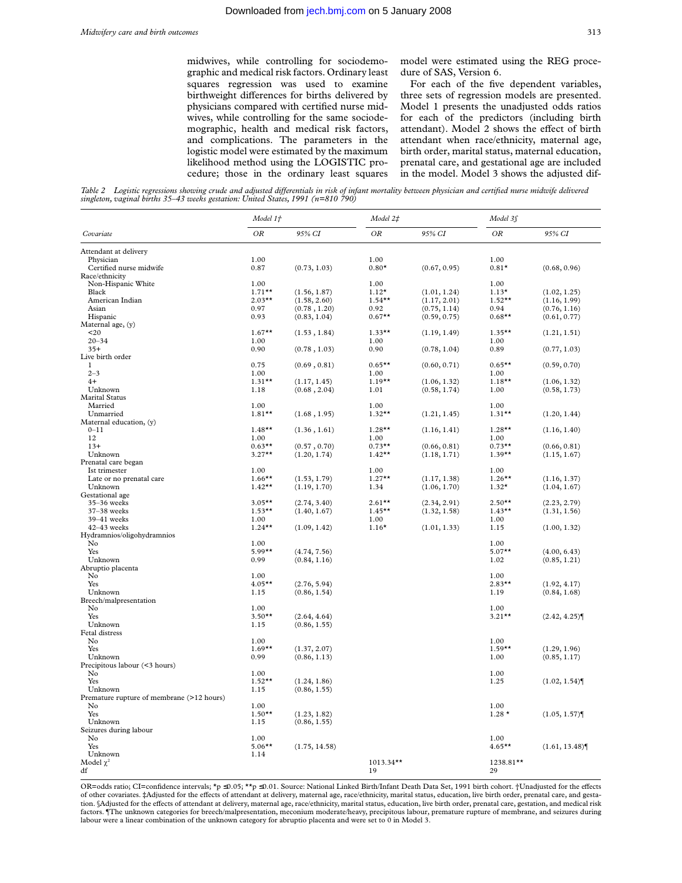midwives, while controlling for sociodemographic and medical risk factors. Ordinary least squares regression was used to examine birthweight differences for births delivered by physicians compared with certified nurse midwives, while controlling for the same sociodemographic, health and medical risk factors, and complications. The parameters in the logistic model were estimated by the maximum likelihood method using the LOGISTIC procedure; those in the ordinary least squares model were estimated using the REG procedure of SAS, Version 6.

For each of the five dependent variables, three sets of regression models are presented. Model 1 presents the unadjusted odds ratios for each of the predictors (including birth attendant). Model 2 shows the effect of birth attendant when race/ethnicity, maternal age, birth order, marital status, maternal education, prenatal care, and gestational age are included in the model. Model 3 shows the adjusted dif-

*Table 2 Logistic regressions showing crude and adjusted differentials in risk of infant mortality between physician and certified nurse midwife delivered singleton, vaginal births 35–43 weeks gestation: United States, 1991 (n=810 790)*

| | *Model 1†* | | *Model 2‡* | | *Model 3§* | |
|---|---|---|---|---|---|---|
| *Covariate* | *OR* | *95% CI* | *OR* | *95% CI* | *OR* | *95% CI* |
| Attendant at delivery | | | | | | |
| Physician | 1.00 | | 1.00 | | 1.00 | |
| Certified nurse midwife | 0.87 | (0.73, 1.03) | 0.80* | (0.67, 0.95) | 0.81* | (0.68, 0.96) |
| Race/ethnicity | | | | | | |
| Non-Hispanic White | 1.00 | | 1.00 | | 1.00 | |
| Black | 1.71** | (1.56, 1.87) | 1.12* | (1.01, 1.24) | 1.13* | (1.02, 1.25) |
| American Indian | 2.03** | (1.58, 2.60) | 1.54** | (1.17, 2.01) | 1.52** | (1.16, 1.99) |
| Asian | 0.97 | (0.78 , 1.20) | 0.92 | (0.75, 1.14) | 0.94 | (0.76, 1.16) |
| Hispanic | 0.93 | (0.83, 1.04) | 0.67** | (0.59, 0.75) | 0.68** | (0.61, 0.77) |
| Maternal age, (y) | | | | | | |
| <20 | 1.67** | (1.53 , 1.84) | 1.33** | (1.19, 1.49) | 1.35** | (1.21, 1.51) |
| 20–34 | 1.00 | | 1.00 | | 1.00 | |
| 35+ | 0.90 | (0.78 , 1.03) | 0.90 | (0.78, 1.04) | 0.89 | (0.77, 1.03) |
| Live birth order | | | | | | |
| 1 | 0.75 | (0.69 , 0.81) | 0.65** | (0.60, 0.71) | 0.65** | (0.59, 0.70) |
| 2–3 | 1.00 | | 1.00 | | 1.00 | |
| 4+ | 1.31** | (1.17, 1.45) | 1.19** | (1.06, 1.32) | 1.18** | (1.06, 1.32) |
| Unknown | 1.18 | (0.68 , 2.04) | 1.01 | (0.58, 1.74) | 1.00 | (0.58, 1.73) |
| Marital Status | | | | | | |
| Married | 1.00 | | 1.00 | | 1.00 | |
| Unmarried | 1.81** | (1.68 , 1.95) | 1.32** | (1.21, 1.45) | 1.31** | (1.20, 1.44) |
| Maternal education, (y) | | | | | | |
| 0–11 | 1.48** | (1.36 , 1.61) | 1.28** | (1.16, 1.41) | 1.28** | (1.16, 1.40) |
| 12 | 1.00 | | 1.00 | | 1.00 | |
| 13+ | 0.63** | (0.57 , 0.70) | 0.73** | (0.66, 0.81) | 0.73** | (0.66, 0.81) |
| Unknown | 3.27** | (1.20, 1.74) | 1.42** | (1.18, 1.71) | 1.39** | (1.15, 1.67) |
| Prenatal care began | | | | | | |
| Ist trimester | 1.00 | | 1.00 | | 1.00 | |
| Late or no prenatal care | 1.66** | (1.53, 1.79) | 1.27** | (1.17, 1.38) | 1.26** | (1.16, 1.37) |
| Unknown | 1.42** | (1.19, 1.70) | 1.34 | (1.06, 1.70) | 1.32* | (1.04, 1.67) |
| Gestational age | | | | | | |
| 35–36 weeks | 3.05** | (2.74, 3.40) | 2.61** | (2.34, 2.91) | 2.50** | (2.23, 2.79) |
| 37–38 weeks | 1.53** | (1.40, 1.67) | 1.45** | (1.32, 1.58) | 1.43** | (1.31, 1.56) |
| 39–41 weeks | 1.00 | | 1.00 | | 1.00 | |
| 42–43 weeks | 1.24** | (1.09, 1.42) | 1.16* | (1.01, 1.33) | 1.15 | (1.00, 1.32) |
| Hydramnios/oligohydramnios | | | | | | |
| No | 1.00 | | | | 1.00 | |
| Yes | 5.99** | (4.74, 7.56) | | | 5.07** | (4.00, 6.43) |
| Unknown | 0.99 | (0.84, 1.16) | | | 1.02 | (0.85, 1.21) |
| Abruptio placenta | | | | | | |
| No | 1.00 | | | | 1.00 | |
| Yes | 4.05** | (2.76, 5.94) | | | 2.83** | (1.92, 4.17) |
| Unknown | 1.15 | (0.86, 1.54) | | | 1.19 | (0.84, 1.68) |
| Breech/malpresentation | | | | | | |
| No | 1.00 | | | | 1.00 | |
| Yes | 3.50** | (2.64, 4.64) | | | 3.21** | (2.42, 4.25)¶ |
| Unknown | 1.15 | (0.86, 1.55) | | | | |
| Fetal distress | | | | | | |
| No | 1.00 | | | | 1.00 | |
| Yes | 1.69** | (1.37, 2.07) | | | 1.59** | (1.29, 1.96) |
| Unknown | 0.99 | (0.86, 1.13) | | | 1.00 | (0.85, 1.17) |
| Precipitous labour (<3 hours) | | | | | | |
| No | 1.00 | | | | 1.00 | |
| Yes | 1.52** | (1.24, 1.86) | | | 1.25 | (1.02, 1.54)¶ |
| Unknown | 1.15 | (0.86, 1.55) | | | | |
| Premature rupture of membrane (>12 hours) | | | | | | |
| No | 1.00 | | | | 1.00 | |
| Yes | 1.50** | (1.23, 1.82) | | | 1.28 * | (1.05, 1.57)¶ |
| Unknown | 1.15 | (0.86, 1.55) | | | | |
| Seizures during labour | | | | | | |
| No | 1.00 | | | | 1.00 | |
| Yes | 5.06** | (1.75, 14.58) | | | 4.65** | (1.61, 13.48)¶ |
| Unknown | 1.14 | | | | | |
| Model $\chi^2$ | | | 1013.34** | | 1238.81** | |
| df | | | 19 | | 29 | |

OR=odds ratio; CI=confidence intervals; *p ≤0.05; **p ≤0.01. Source: National Linked Birth/Infant Death Data Set, 1991 birth cohort. †Unadjusted for the effects of other covariates. ‡Adjusted for the effects of attendant at delivery, maternal age, race/ethnicity, marital status, education, live birth order, prenatal care, and gestation. §Adjusted for the effects of attendant at delivery, maternal age, race/ethnicity, marital status, education, live birth order, prenatal care, gestation, and medical risk factors. ¶The unknown categories for breech/malpresentation, meconium moderate/heavy, precipitous labour, premature rupture of membrane, and seizures during labour were a linear combination of the unknown category for abruptio placenta and were set to 0 in Model 3.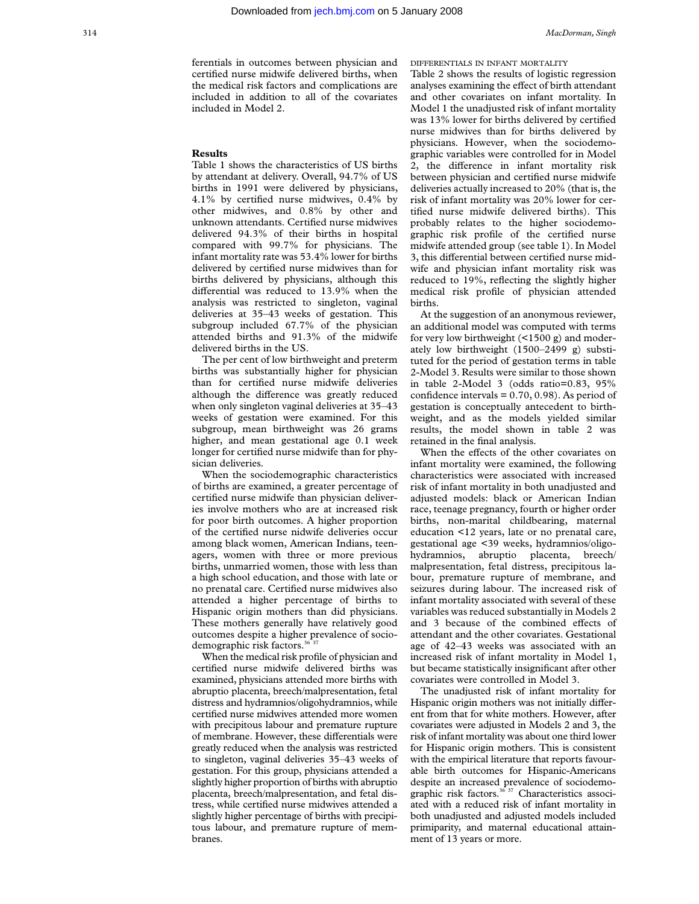ferentials in outcomes between physician and certified nurse midwife delivered births, when the medical risk factors and complications are included in addition to all of the covariates included in Model 2.

## Results

Table 1 shows the characteristics of US births by attendant at delivery. Overall, 94.7% of US births in 1991 were delivered by physicians, 4.1% by certified nurse midwives, 0.4% by other midwives, and 0.8% by other and unknown attendants. Certified nurse midwives delivered 94.3% of their births in hospital compared with 99.7% for physicians. The infant mortality rate was 53.4% lower for births delivered by certified nurse midwives than for births delivered by physicians, although this differential was reduced to 13.9% when the analysis was restricted to singleton, vaginal deliveries at 35–43 weeks of gestation. This subgroup included 67.7% of the physician attended births and 91.3% of the midwife delivered births in the US.

The per cent of low birthweight and preterm births was substantially higher for physician than for certified nurse midwife deliveries although the difference was greatly reduced when only singleton vaginal deliveries at 35–43 weeks of gestation were examined. For this subgroup, mean birthweight was 26 grams higher, and mean gestational age 0.1 week longer for certified nurse midwife than for physician deliveries.

When the sociodemographic characteristics of births are examined, a greater percentage of certified nurse midwife than physician deliveries involve mothers who are at increased risk for poor birth outcomes. A higher proportion of the certified nurse nidwife deliveries occur among black women, American Indians, teenagers, women with three or more previous births, unmarried women, those with less than a high school education, and those with late or no prenatal care. Certified nurse midwives also attended a higher percentage of births to Hispanic origin mothers than did physicians. These mothers generally have relatively good outcomes despite a higher prevalence of sociodemographic risk factors.[36 37]

When the medical risk profile of physician and certified nurse midwife delivered births was examined, physicians attended more births with abruptio placenta, breech/malpresentation, fetal distress and hydramnios/oligohydramnios, while certified nurse midwives attended more women with precipitous labour and premature rupture of membrane. However, these differentials were greatly reduced when the analysis was restricted to singleton, vaginal deliveries 35–43 weeks of gestation. For this group, physicians attended a slightly higher proportion of births with abruptio placenta, breech/malpresentation, and fetal distress, while certified nurse midwives attended a slightly higher percentage of births with precipitous labour, and premature rupture of membranes.

### DIFFERENTIALS IN INFANT MORTALITY

Table 2 shows the results of logistic regression analyses examining the effect of birth attendant and other covariates on infant mortality. In Model 1 the unadjusted risk of infant mortality was 13% lower for births delivered by certified nurse midwives than for births delivered by physicians. However, when the sociodemographic variables were controlled for in Model 2, the difference in infant mortality risk between physician and certified nurse midwife deliveries actually increased to 20% (that is, the risk of infant mortality was 20% lower for certified nurse midwife delivered births). This probably relates to the higher sociodemographic risk profile of the certified nurse midwife attended group (see table 1). In Model 3, this differential between certified nurse midwife and physician infant mortality risk was reduced to 19%, reflecting the slightly higher medical risk profile of physician attended births.

At the suggestion of an anonymous reviewer, an additional model was computed with terms for very low birthweight (<1500 g) and moderately low birthweight (1500–2499 g) substituted for the period of gestation terms in table 2-Model 3. Results were similar to those shown in table 2-Model 3 (odds ratio=0.83, 95% confidence intervals = 0.70, 0.98). As period of gestation is conceptually antecedent to birthweight, and as the models yielded similar results, the model shown in table 2 was retained in the final analysis.

When the effects of the other covariates on infant mortality were examined, the following characteristics were associated with increased risk of infant mortality in both unadjusted and adjusted models: black or American Indian race, teenage pregnancy, fourth or higher order births, non-marital childbearing, maternal education <12 years, late or no prenatal care, gestational age <39 weeks, hydramnios/oligohydramnios, abruptio placenta, breech/malpresentation, fetal distress, precipitous labour, premature rupture of membrane, and seizures during labour. The increased risk of infant mortality associated with several of these variables was reduced substantially in Models 2 and 3 because of the combined effects of attendant and the other covariates. Gestational age of 42–43 weeks was associated with an increased risk of infant mortality in Model 1, but became statistically insignificant after other covariates were controlled in Model 3.

The unadjusted risk of infant mortality for Hispanic origin mothers was not initially different from that for white mothers. However, after covariates were adjusted in Models 2 and 3, the risk of infant mortality was about one third lower for Hispanic origin mothers. This is consistent with the empirical literature that reports favourable birth outcomes for Hispanic-Americans despite an increased prevalence of sociodemographic risk factors.[36 37] Characteristics associated with a reduced risk of infant mortality in both unadjusted and adjusted models included primiparity, and maternal educational attainment of 13 years or more.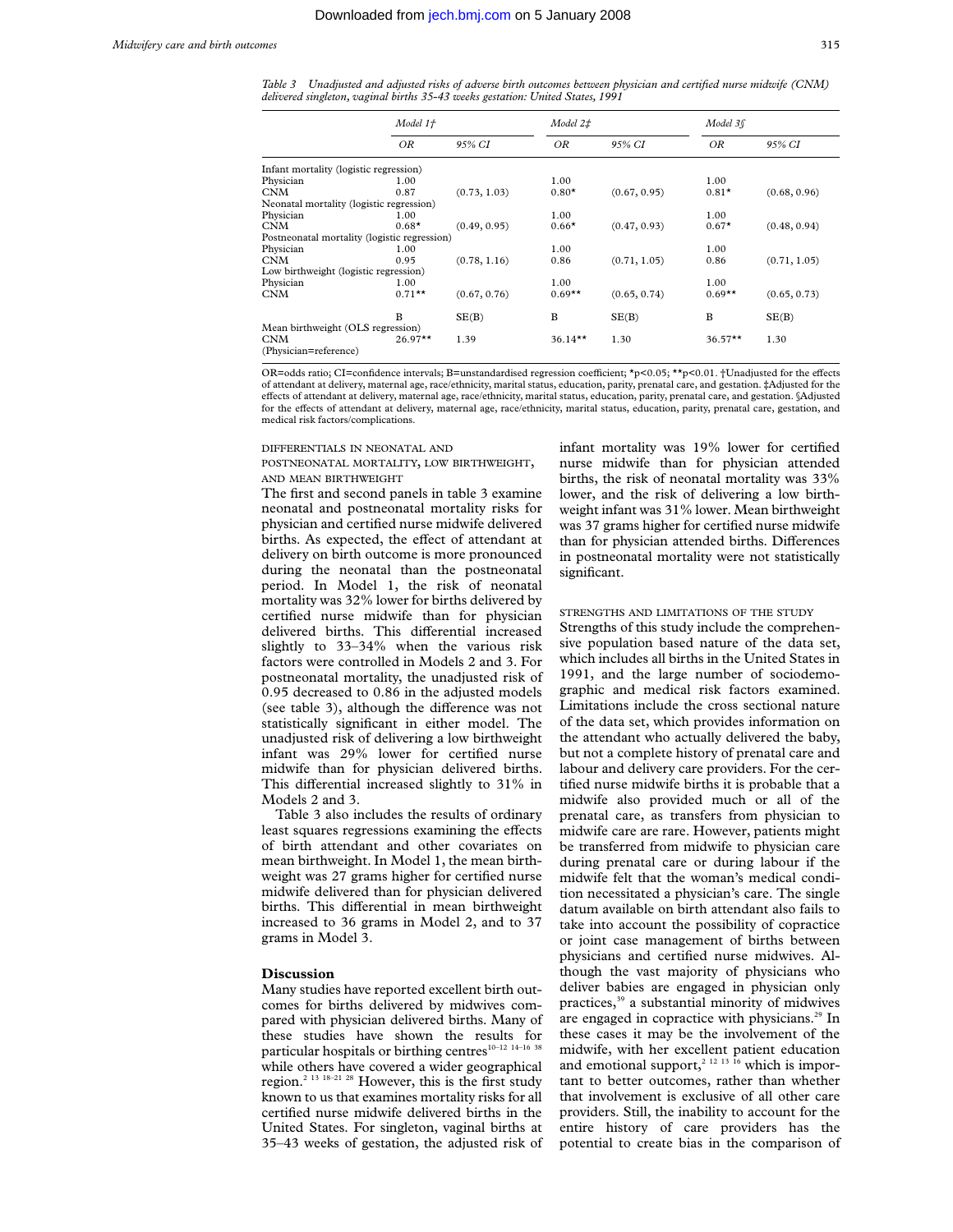*Table 3 Unadjusted and adjusted risks of adverse birth outcomes between physician and certified nurse midwife (CNM) delivered singleton, vaginal births 35-43 weeks gestation: United States, 1991*

| | *Model 1†* | | *Model 2‡* | | *Model 3§* | |
|---|---|---|---|---|---|---|
| | *OR* | *95% CI* | *OR* | *95% CI* | *OR* | *95% CI* |
| Infant mortality (logistic regression) | | | | | | |
| Physician | 1.00 | | 1.00 | | 1.00 | |
| CNM | 0.87 | (0.73, 1.03) | 0.80* | (0.67, 0.95) | 0.81* | (0.68, 0.96) |
| Neonatal mortality (logistic regression) | | | | | | |
| Physician | 1.00 | | 1.00 | | 1.00 | |
| CNM | 0.68* | (0.49, 0.95) | 0.66* | (0.47, 0.93) | 0.67* | (0.48, 0.94) |
| Postneonatal mortality (logistic regression) | | | | | | |
| Physician | 1.00 | | 1.00 | | 1.00 | |
| CNM | 0.95 | (0.78, 1.16) | 0.86 | (0.71, 1.05) | 0.86 | (0.71, 1.05) |
| Low birthweight (logistic regression) | | | | | | |
| Physician | 1.00 | | 1.00 | | 1.00 | |
| CNM | 0.71** | (0.67, 0.76) | 0.69** | (0.65, 0.74) | 0.69** | (0.65, 0.73) |
| | B | SE(B) | B | SE(B) | B | SE(B) |
| Mean birthweight (OLS regression) | | | | | | |
| CNM (Physician=reference) | 26.97** | 1.39 | 36.14** | 1.30 | 36.57** | 1.30 |

OR=odds ratio; CI=confidence intervals; B=unstandardised regression coefficient; *p<0.05; **p<0.01. †Unadjusted for the effects of attendant at delivery, maternal age, race/ethnicity, marital status, education, parity, prenatal care, and gestation. ‡Adjusted for the effects of attendant at delivery, maternal age, race/ethnicity, marital status, education, parity, prenatal care, and gestation. §Adjusted for the effects of attendant at delivery, maternal age, race/ethnicity, marital status, education, parity, prenatal care, gestation, and medical risk factors/complications.

### DIFFERENTIALS IN NEONATAL AND POSTNEONATAL MORTALITY, LOW BIRTHWEIGHT, AND MEAN BIRTHWEIGHT

The first and second panels in table 3 examine neonatal and postneonatal mortality risks for physician and certified nurse midwife delivered births. As expected, the effect of attendant at delivery on birth outcome is more pronounced during the neonatal than the postneonatal period. In Model 1, the risk of neonatal mortality was 32% lower for births delivered by certified nurse midwife than for physician delivered births. This differential increased slightly to 33–34% when the various risk factors were controlled in Models 2 and 3. For postneonatal mortality, the unadjusted risk of 0.95 decreased to 0.86 in the adjusted models (see table 3), although the difference was not statistically significant in either model. The unadjusted risk of delivering a low birthweight infant was 29% lower for certified nurse midwife than for physician delivered births. This differential increased slightly to 31% in Models 2 and 3.

Table 3 also includes the results of ordinary least squares regressions examining the effects of birth attendant and other covariates on mean birthweight. In Model 1, the mean birthweight was 27 grams higher for certified nurse midwife delivered than for physician delivered births. This differential in mean birthweight increased to 36 grams in Model 2, and to 37 grams in Model 3.

## Discussion

Many studies have reported excellent birth outcomes for births delivered by midwives compared with physician delivered births. Many of these studies have shown the results for particular hospitals or birthing centres[10–12 14–16 38] while others have covered a wider geographical region.[2 13 18–21 28] However, this is the first study known to us that examines mortality risks for all certified nurse midwife delivered births in the United States. For singleton, vaginal births at 35–43 weeks of gestation, the adjusted risk of infant mortality was 19% lower for certified nurse midwife than for physician attended births, the risk of neonatal mortality was 33% lower, and the risk of delivering a low birthweight infant was 31% lower. Mean birthweight was 37 grams higher for certified nurse midwife than for physician attended births. Differences in postneonatal mortality were not statistically significant.

### STRENGTHS AND LIMITATIONS OF THE STUDY

Strengths of this study include the comprehensive population based nature of the data set, which includes all births in the United States in 1991, and the large number of sociodemographic and medical risk factors examined. Limitations include the cross sectional nature of the data set, which provides information on the attendant who actually delivered the baby, but not a complete history of prenatal care and labour and delivery care providers. For the certified nurse midwife births it is probable that a midwife also provided much or all of the prenatal care, as transfers from physician to midwife care are rare. However, patients might be transferred from midwife to physician care during prenatal care or during labour if the midwife felt that the woman's medical condition necessitated a physician's care. The single datum available on birth attendant also fails to take into account the possibility of copractice or joint case management of births between physicians and certified nurse midwives. Although the vast majority of physicians who deliver babies are engaged in physician only practices,[39] a substantial minority of midwives are engaged in copractice with physicians.[29] In these cases it may be the involvement of the midwife, with her excellent patient education and emotional support,[2 12 13 16] which is important to better outcomes, rather than whether that involvement is exclusive of all other care providers. Still, the inability to account for the entire history of care providers has the potential to create bias in the comparison of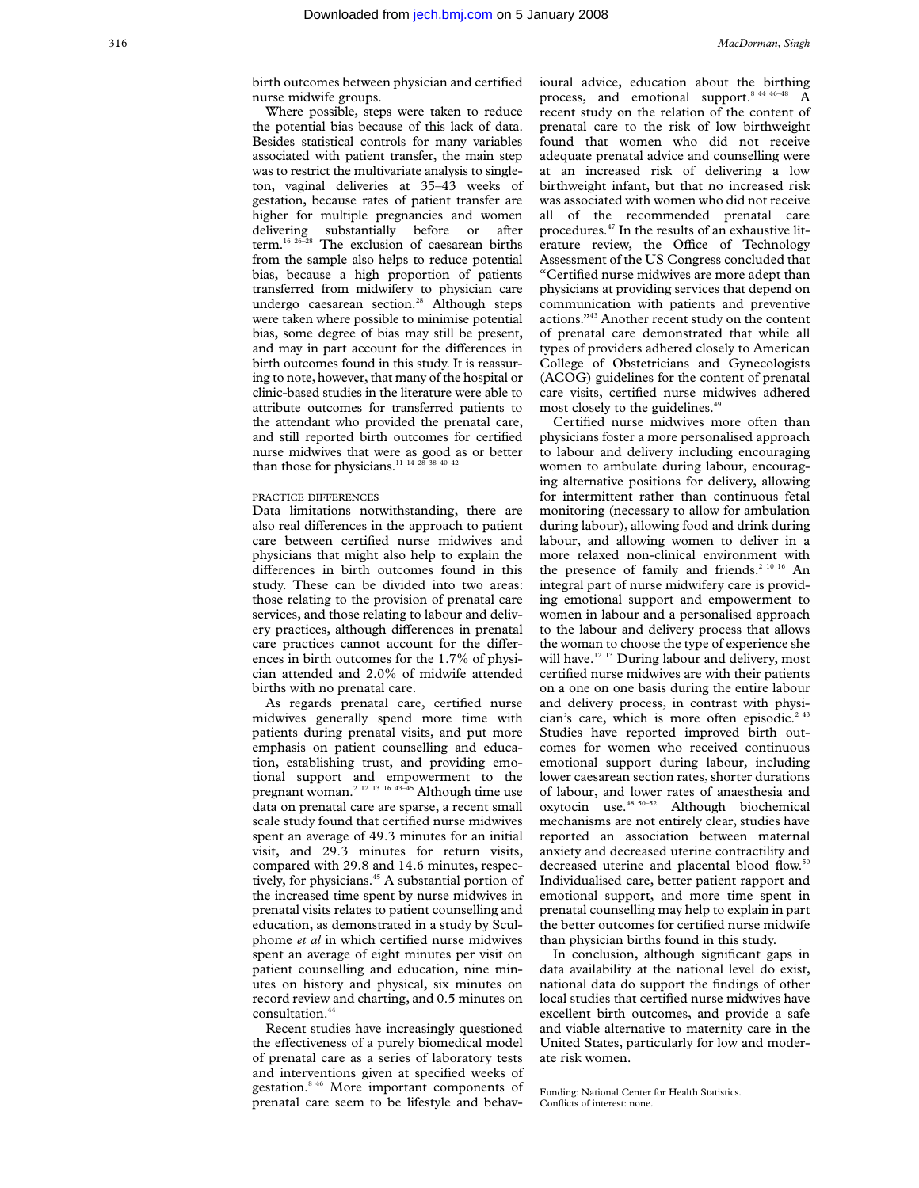birth outcomes between physician and certified nurse midwife groups.

Where possible, steps were taken to reduce the potential bias because of this lack of data. Besides statistical controls for many variables associated with patient transfer, the main step was to restrict the multivariate analysis to singleton, vaginal deliveries at 35–43 weeks of gestation, because rates of patient transfer are higher for multiple pregnancies and women delivering substantially before or after term.[16 26–28] The exclusion of caesarean births from the sample also helps to reduce potential bias, because a high proportion of patients transferred from midwifery to physician care undergo caesarean section.[28] Although steps were taken where possible to minimise potential bias, some degree of bias may still be present, and may in part account for the differences in birth outcomes found in this study. It is reassuring to note, however, that many of the hospital or clinic-based studies in the literature were able to attribute outcomes for transferred patients to the attendant who provided the prenatal care, and still reported birth outcomes for certified nurse midwives that were as good as or better than those for physicians.[11 14 28 38 40–42]

### PRACTICE DIFFERENCES

Data limitations notwithstanding, there are also real differences in the approach to patient care between certified nurse midwives and physicians that might also help to explain the differences in birth outcomes found in this study. These can be divided into two areas: those relating to the provision of prenatal care services, and those relating to labour and delivery practices, although differences in prenatal care practices cannot account for the differences in birth outcomes for the 1.7% of physician attended and 2.0% of midwife attended births with no prenatal care.

As regards prenatal care, certified nurse midwives generally spend more time with patients during prenatal visits, and put more emphasis on patient counselling and education, establishing trust, and providing emotional support and empowerment to the pregnant woman.[2 12 13 16 43–45] Although time use data on prenatal care are sparse, a recent small scale study found that certified nurse midwives spent an average of 49.3 minutes for an initial visit, and 29.3 minutes for return visits, compared with 29.8 and 14.6 minutes, respectively, for physicians.[45] A substantial portion of the increased time spent by nurse midwives in prenatal visits relates to patient counselling and education, as demonstrated in a study by Sculphome *et al* in which certified nurse midwives spent an average of eight minutes per visit on patient counselling and education, nine minutes on history and physical, six minutes on record review and charting, and 0.5 minutes on consultation.[44]

Recent studies have increasingly questioned the effectiveness of a purely biomedical model of prenatal care as a series of laboratory tests and interventions given at specified weeks of gestation.[8 46] More important components of prenatal care seem to be lifestyle and behavioural advice, education about the birthing process, and emotional support.[8 44 46–48] A recent study on the relation of the content of prenatal care to the risk of low birthweight found that women who did not receive adequate prenatal advice and counselling were at an increased risk of delivering a low birthweight infant, but that no increased risk was associated with women who did not receive all of the recommended prenatal care procedures.[47] In the results of an exhaustive literature review, the Office of Technology Assessment of the US Congress concluded that "Certified nurse midwives are more adept than physicians at providing services that depend on communication with patients and preventive actions."[43] Another recent study on the content of prenatal care demonstrated that while all types of providers adhered closely to American College of Obstetricians and Gynecologists (ACOG) guidelines for the content of prenatal care visits, certified nurse midwives adhered most closely to the guidelines.[49]

Certified nurse midwives more often than physicians foster a more personalised approach to labour and delivery including encouraging women to ambulate during labour, encouraging alternative positions for delivery, allowing for intermittent rather than continuous fetal monitoring (necessary to allow for ambulation during labour), allowing food and drink during labour, and allowing women to deliver in a more relaxed non-clinical environment with the presence of family and friends.[2 10 16] An integral part of nurse midwifery care is providing emotional support and empowerment to women in labour and a personalised approach to the labour and delivery process that allows the woman to choose the type of experience she will have.[12 13] During labour and delivery, most certified nurse midwives are with their patients on a one on one basis during the entire labour and delivery process, in contrast with physician's care, which is more often episodic.[2 43] Studies have reported improved birth outcomes for women who received continuous emotional support during labour, including lower caesarean section rates, shorter durations of labour, and lower rates of anaesthesia and oxytocin use.[48 50–52] Although biochemical mechanisms are not entirely clear, studies have reported an association between maternal anxiety and decreased uterine contractility and decreased uterine and placental blood flow.[50] Individualised care, better patient rapport and emotional support, and more time spent in prenatal counselling may help to explain in part the better outcomes for certified nurse midwife than physician births found in this study.

In conclusion, although significant gaps in data availability at the national level do exist, national data do support the findings of other local studies that certified nurse midwives have excellent birth outcomes, and provide a safe and viable alternative to maternity care in the United States, particularly for low and moderate risk women.

Funding: National Center for Health Statistics.
Conflicts of interest: none.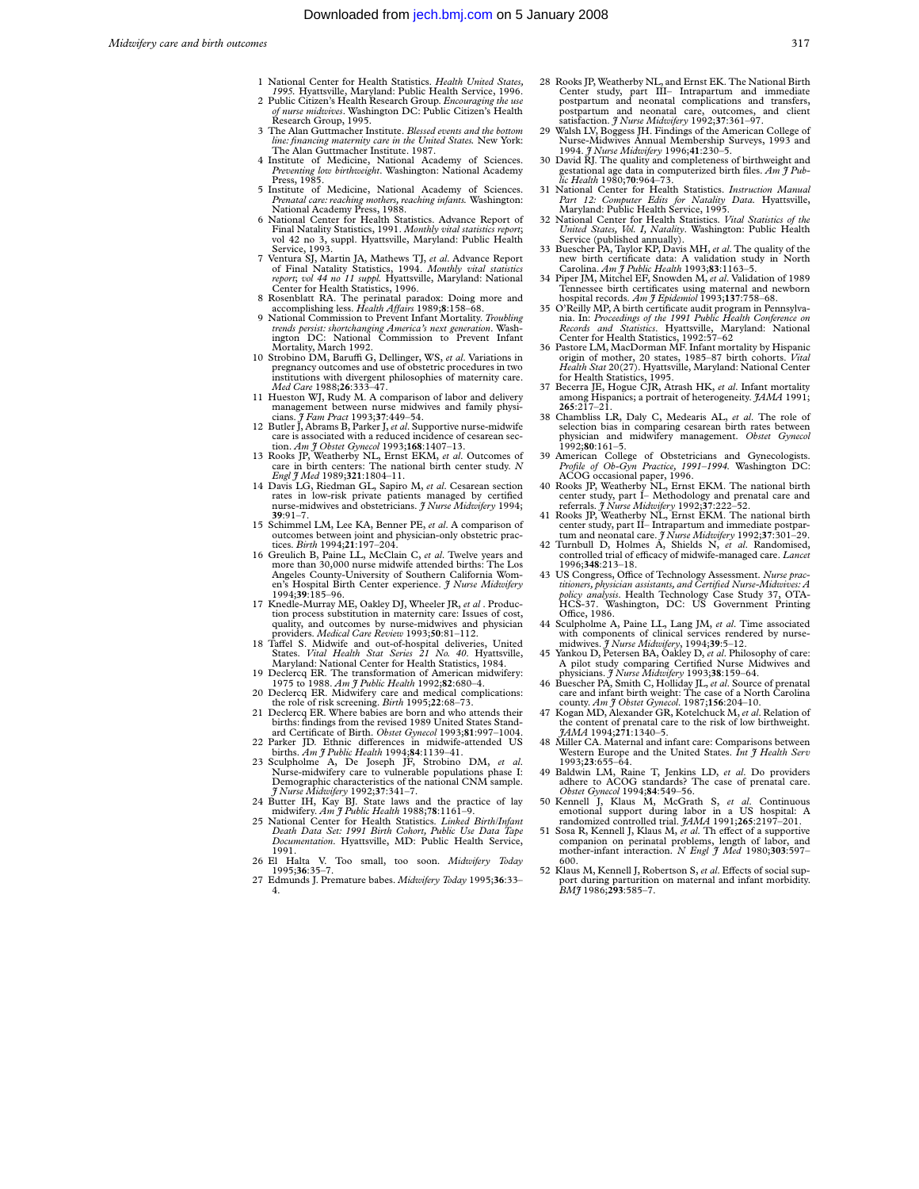1 National Center for Health Statistics. *Health United States, 1995.* Hyattsville, Maryland: Public Health Service, 1996.
2 Public Citizen's Health Research Group. *Encouraging the use of nurse midwives*. Washington DC: Public Citizen's Health Research Group, 1995.
3 The Alan Guttmacher Institute. *Blessed events and the bottom line: financing maternity care in the United States.* New York: The Alan Guttmacher Institute. 1987.
4 Institute of Medicine, National Academy of Sciences. *Preventing low birthweight*. Washington: National Academy Press, 1985.
5 Institute of Medicine, National Academy of Sciences. *Prenatal care: reaching mothers, reaching infants.* Washington: National Academy Press, 1988.
6 National Center for Health Statistics. Advance Report of Final Natality Statistics, 1991. *Monthly vital statistics report*; vol 42 no 3, suppl. Hyattsville, Maryland: Public Health Service, 1993.
7 Ventura SJ, Martin JA, Mathews TJ, *et al*. Advance Report of Final Natality Statistics, 1994. *Monthly vital statistics report*; *vol 44 no 11 suppl.* Hyattsville, Maryland: National Center for Health Statistics, 1996.
8 Rosenblatt RA. The perinatal paradox: Doing more and accomplishing less. *Health Affairs* 1989;**8**:158–68.
9 National Commission to Prevent Infant Mortality. *Troubling trends persist: shortchanging America's next generation*. Washington DC: National Commission to Prevent Infant Mortality, March 1992.
10 Strobino DM, Baruffi G, Dellinger, WS, *et al*. Variations in pregnancy outcomes and use of obstetric procedures in two institutions with divergent philosophies of maternity care. *Med Care* 1988;**26**:333–47.
11 Hueston WJ, Rudy M. A comparison of labor and delivery management between nurse midwives and family physicians. *J Fam Pract* 1993;**37**:449–54.
12 Butler J, Abrams B, Parker J, *et al*. Supportive nurse-midwife care is associated with a reduced incidence of cesarean section. *Am J Obstet Gynecol* 1993;**168**:1407–13.
13 Rooks JP, Weatherby NL, Ernst EKM, *et al*. Outcomes of care in birth centers: The national birth center study. *N Engl J Med* 1989;**321**:1804–11.
14 Davis LG, Riedman GL, Sapiro M, *et al*. Cesarean section rates in low-risk private patients managed by certified nurse-midwives and obstetricians. *J Nurse Midwifery* 1994; **39**:91–7.
15 Schimmel LM, Lee KA, Benner PE, *et al*. A comparison of outcomes between joint and physician-only obstetric practices. *Birth* 1994;**21**:197–204.
16 Greulich B, Paine LL, McClain C, *et al*. Twelve years and more than 30,000 nurse midwife attended births: The Los Angeles County-University of Southern California Women's Hospital Birth Center experience. *J Nurse Midwifery* 1994;**39**:185–96.
17 Knedle-Murray ME, Oakley DJ, Wheeler JR, *et al* . Production process substitution in maternity care: Issues of cost, quality, and outcomes by nurse-midwives and physician providers. *Medical Care Review* 1993;**50**:81–112.
18 Taffel S. Midwife and out-of-hospital deliveries, United States. *Vital Health Stat Series 21 No. 40.* Hyattsville, Maryland: National Center for Health Statistics, 1984.
19 Declercq ER. The transformation of American midwifery: 1975 to 1988. *Am J Public Health* 1992;**82**:680–4.
20 Declercq ER. Midwifery care and medical complications: the role of risk screening. *Birth* 1995;**22**:68–73.
21 Declercq ER. Where babies are born and who attends their births: findings from the revised 1989 United States Standard Certificate of Birth. *Obstet Gynecol* 1993;**81**:997–1004.
22 Parker JD. Ethnic differences in midwife-attended US births. *Am J Public Health* 1994;**84**:1139–41.
23 Sculpholme A, De Joseph JF, Strobino DM, *et al*. Nurse-midwifery care to vulnerable populations phase I: Demographic characteristics of the national CNM sample. *J Nurse Midwifery* 1992;**37**:341–7.
24 Butter IH, Kay BJ. State laws and the practice of lay midwifery. *Am J Public Health* 1988;**78**:1161–9.
25 National Center for Health Statistics. *Linked Birth/Infant Death Data Set: 1991 Birth Cohort, Public Use Data Tape Documentation*. Hyattsville, MD: Public Health Service, 1991.
26 El Halta V. Too small, too soon. *Midwifery Today* 1995;**36**:35–7.
27 Edmunds J. Premature babes. *Midwifery Today* 1995;**36**:33–4.
28 Rooks JP, Weatherby NL, and Ernst EK. The National Birth Center study, part III– Intrapartum and immediate postpartum and neonatal complications and transfers, postpartum and neonatal care, outcomes, and client satisfaction. *J Nurse Midwifery* 1992;**37**:361–97.
29 Walsh LV, Boggess JH. Findings of the American College of Nurse-Midwives Annual Membership Surveys, 1993 and 1994. *J Nurse Midwifery* 1996;**41**:230–5.
30 David RJ. The quality and completeness of birthweight and gestational age data in computerized birth files. *Am J Public Health* 1980;**70**:964–73.
31 National Center for Health Statistics. *Instruction Manual Part 12: Computer Edits for Natality Data.* Hyattsville, Maryland: Public Health Service, 1995.
32 National Center for Health Statistics. *Vital Statistics of the United States, Vol. I, Natality*. Washington: Public Health Service (published annually).
33 Buescher PA, Taylor KP, Davis MH, *et al*. The quality of the new birth certificate data: A validation study in North Carolina. *Am J Public Health* 1993;**83**:1163–5.
34 Piper JM, Mitchel EF, Snowden M, *et al*. Validation of 1989 Tennessee birth certificates using maternal and newborn hospital records. *Am J Epidemiol* 1993;**137**:758–68.
35 O'Reilly MP, A birth certificate audit program in Pennsylvania. In: *Proceedings of the 1991 Public Health Conference on Records and Statistics*. Hyattsville, Maryland: National Center for Health Statistics, 1992:57–62
36 Pastore LM, MacDorman MF. Infant mortality by Hispanic origin of mother, 20 states, 1985–87 birth cohorts. *Vital Health Stat* 20(27). Hyattsville, Maryland: National Center for Health Statistics, 1995.
37 Becerra JE, Hogue CJR, Atrash HK, *et al*. Infant mortality among Hispanics; a portrait of heterogeneity. *JAMA* 1991; **265**:217–21.
38 Chambliss LR, Daly C, Medearis AL, *et al*. The role of selection bias in comparing cesarean birth rates between physician and midwifery management. *Obstet Gynecol* 1992;**80**:161–5.
39 American College of Obstetricians and Gynecologists. *Profile of Ob-Gyn Practice, 1991–1994.* Washington DC: ACOG occasional paper, 1996.
40 Rooks JP, Weatherby NL, Ernst EKM. The national birth center study, part I– Methodology and prenatal care and referrals. *J Nurse Midwifery* 1992;**37**:222–52.
41 Rooks JP, Weatherby NL, Ernst EKM. The national birth center study, part II– Intrapartum and immediate postpartum and neonatal care. *J Nurse Midwifery* 1992;**37**:301–29.
42 Turnbull D, Holmes A, Shields N, *et al*. Randomised, controlled trial of efficacy of midwife-managed care. *Lancet* 1996;**348**:213–18.
43 US Congress, Office of Technology Assessment. *Nurse practitioners, physician assistants, and Certified Nurse-Midwives: A policy analysis*. Health Technology Case Study 37, OTA-HCS-37. Washington, DC: US Government Printing Office, 1986.
44 Sculpholme A, Paine LL, Lang JM, *et al*. Time associated with components of clinical services rendered by nurse-midwives. *J Nurse Midwifery*, 1994;**39**:5–12.
45 Yankou D, Petersen BA, Oakley D, *et al*. Philosophy of care: A pilot study comparing Certified Nurse Midwives and physicians. *J Nurse Midwifery* 1993;**38**:159–64.
46 Buescher PA, Smith C, Holliday JL, *et al*. Source of prenatal care and infant birth weight: The case of a North Carolina county. *Am J Obstet Gynecol*. 1987;**156**:204–10.
47 Kogan MD, Alexander GR, Kotelchuck M, *et al*. Relation of the content of prenatal care to the risk of low birthweight. *JAMA* 1994;**271**:1340–5.
48 Miller CA. Maternal and infant care: Comparisons between Western Europe and the United States. *Int J Health Serv* 1993;**23**:655–64.
49 Baldwin LM, Raine T, Jenkins LD, *et al*. Do providers adhere to ACOG standards? The case of prenatal care. *Obstet Gynecol* 1994;**84**:549–56.
50 Kennell J, Klaus M, McGrath S, *et al*. Continuous emotional support during labor in a US hospital: A randomized controlled trial. *JAMA* 1991;**265**:2197–201.
51 Sosa R, Kennell J, Klaus M, *et al*. Th effect of a supportive companion on perinatal problems, length of labor, and mother-infant interaction. *N Engl J Med* 1980;**303**:597–600.
52 Klaus M, Kennell J, Robertson S, *et al*. Effects of social support during parturition on maternal and infant morbidity. *BMJ* 1986;**293**:585–7.